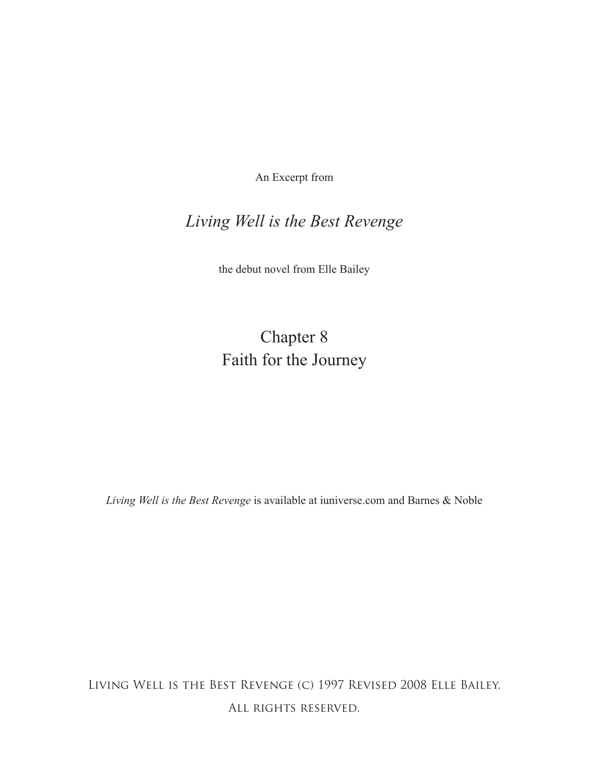An Excerpt from

# *Living Well is the Best Revenge*

the debut novel from Elle Bailey

## Chapter 8
## Faith for the Journey

*Living Well is the Best Revenge* is available at iuniverse.com and Barnes & Noble

Living Well is the Best Revenge (c) 1997 Revised 2008 Elle Bailey.
All rights reserved.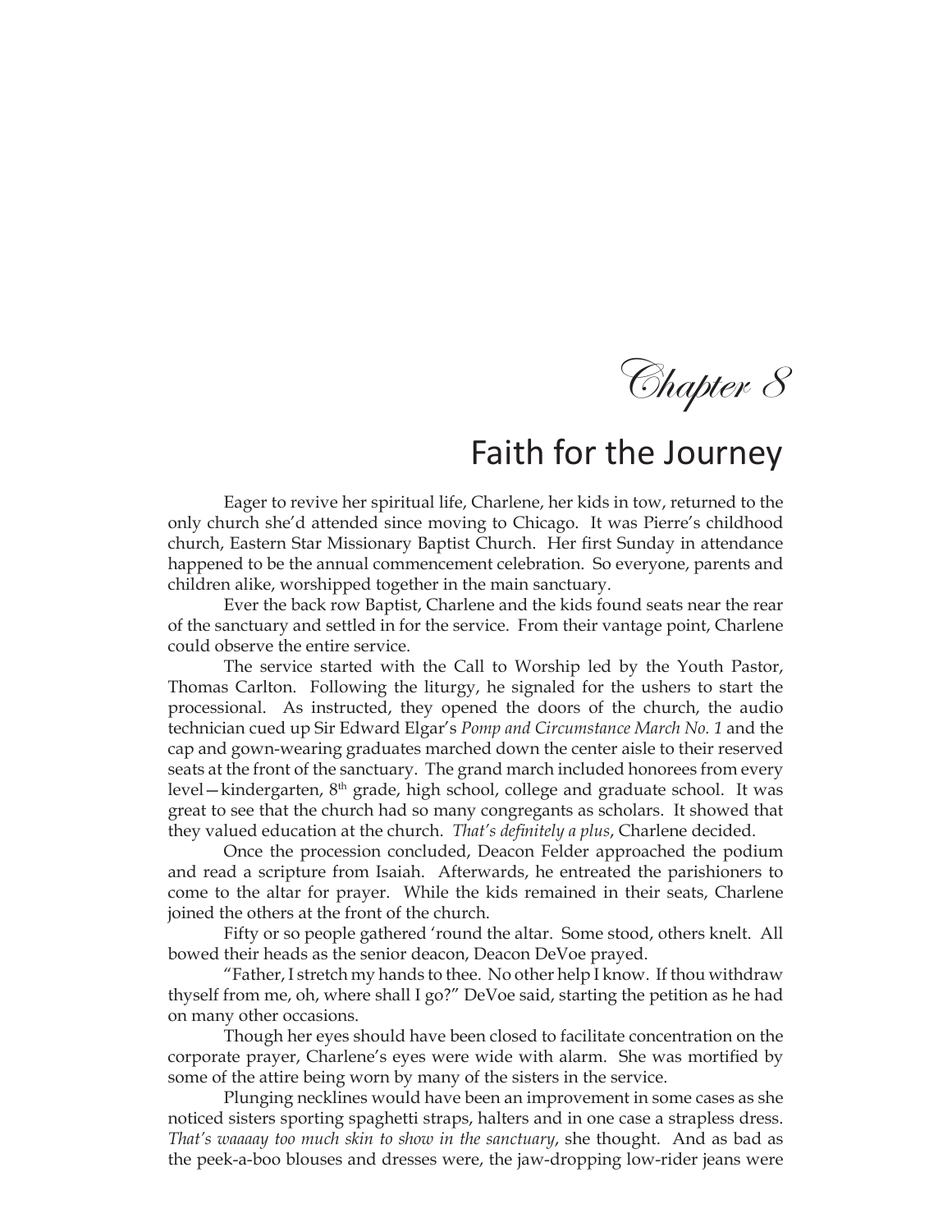# Chapter 8

## Faith for the Journey

Eager to revive her spiritual life, Charlene, her kids in tow, returned to the only church she'd attended since moving to Chicago. It was Pierre's childhood church, Eastern Star Missionary Baptist Church. Her first Sunday in attendance happened to be the annual commencement celebration. So everyone, parents and children alike, worshipped together in the main sanctuary.

Ever the back row Baptist, Charlene and the kids found seats near the rear of the sanctuary and settled in for the service. From their vantage point, Charlene could observe the entire service.

The service started with the Call to Worship led by the Youth Pastor, Thomas Carlton. Following the liturgy, he signaled for the ushers to start the processional. As instructed, they opened the doors of the church, the audio technician cued up Sir Edward Elgar's *Pomp and Circumstance March No. 1* and the cap and gown-wearing graduates marched down the center aisle to their reserved seats at the front of the sanctuary. The grand march included honorees from every level—kindergarten, 8th grade, high school, college and graduate school. It was great to see that the church had so many congregants as scholars. It showed that they valued education at the church. *That's definitely a plus*, Charlene decided.

Once the procession concluded, Deacon Felder approached the podium and read a scripture from Isaiah. Afterwards, he entreated the parishioners to come to the altar for prayer. While the kids remained in their seats, Charlene joined the others at the front of the church.

Fifty or so people gathered 'round the altar. Some stood, others knelt. All bowed their heads as the senior deacon, Deacon DeVoe prayed.

"Father, I stretch my hands to thee. No other help I know. If thou withdraw thyself from me, oh, where shall I go?" DeVoe said, starting the petition as he had on many other occasions.

Though her eyes should have been closed to facilitate concentration on the corporate prayer, Charlene's eyes were wide with alarm. She was mortified by some of the attire being worn by many of the sisters in the service.

Plunging necklines would have been an improvement in some cases as she noticed sisters sporting spaghetti straps, halters and in one case a strapless dress. *That's waaaay too much skin to show in the sanctuary*, she thought. And as bad as the peek-a-boo blouses and dresses were, the jaw-dropping low-rider jeans were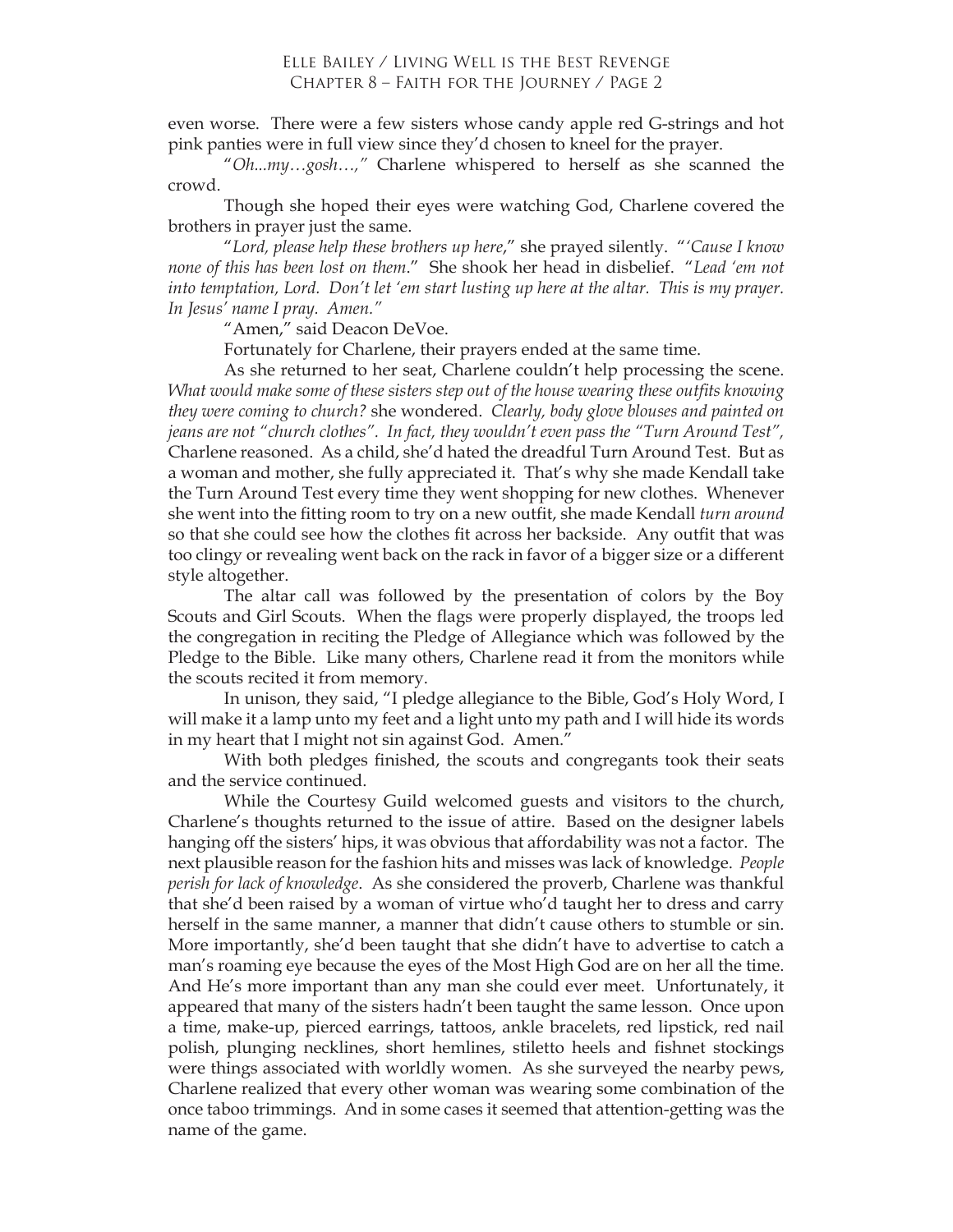even worse. There were a few sisters whose candy apple red G-strings and hot pink panties were in full view since they'd chosen to kneel for the prayer.

"*Oh...my…gosh…,*" Charlene whispered to herself as she scanned the crowd.

Though she hoped their eyes were watching God, Charlene covered the brothers in prayer just the same.

"*Lord, please help these brothers up here*," she prayed silently. "*'Cause I know none of this has been lost on them*." She shook her head in disbelief. "*Lead 'em not into temptation, Lord. Don't let 'em start lusting up here at the altar. This is my prayer. In Jesus' name I pray. Amen.*"

"Amen," said Deacon DeVoe.

Fortunately for Charlene, their prayers ended at the same time.

As she returned to her seat, Charlene couldn't help processing the scene. *What would make some of these sisters step out of the house wearing these outfits knowing they were coming to church?* she wondered. *Clearly, body glove blouses and painted on jeans are not "church clothes". In fact, they wouldn't even pass the "Turn Around Test",* Charlene reasoned. As a child, she'd hated the dreadful Turn Around Test. But as a woman and mother, she fully appreciated it. That's why she made Kendall take the Turn Around Test every time they went shopping for new clothes. Whenever she went into the fitting room to try on a new outfit, she made Kendall *turn around* so that she could see how the clothes fit across her backside. Any outfit that was too clingy or revealing went back on the rack in favor of a bigger size or a different style altogether.

The altar call was followed by the presentation of colors by the Boy Scouts and Girl Scouts. When the flags were properly displayed, the troops led the congregation in reciting the Pledge of Allegiance which was followed by the Pledge to the Bible. Like many others, Charlene read it from the monitors while the scouts recited it from memory.

In unison, they said, "I pledge allegiance to the Bible, God's Holy Word, I will make it a lamp unto my feet and a light unto my path and I will hide its words in my heart that I might not sin against God. Amen."

With both pledges finished, the scouts and congregants took their seats and the service continued.

While the Courtesy Guild welcomed guests and visitors to the church, Charlene's thoughts returned to the issue of attire. Based on the designer labels hanging off the sisters' hips, it was obvious that affordability was not a factor. The next plausible reason for the fashion hits and misses was lack of knowledge. *People perish for lack of knowledge*. As she considered the proverb, Charlene was thankful that she'd been raised by a woman of virtue who'd taught her to dress and carry herself in the same manner, a manner that didn't cause others to stumble or sin. More importantly, she'd been taught that she didn't have to advertise to catch a man's roaming eye because the eyes of the Most High God are on her all the time. And He's more important than any man she could ever meet. Unfortunately, it appeared that many of the sisters hadn't been taught the same lesson. Once upon a time, make-up, pierced earrings, tattoos, ankle bracelets, red lipstick, red nail polish, plunging necklines, short hemlines, stiletto heels and fishnet stockings were things associated with worldly women. As she surveyed the nearby pews, Charlene realized that every other woman was wearing some combination of the once taboo trimmings. And in some cases it seemed that attention-getting was the name of the game.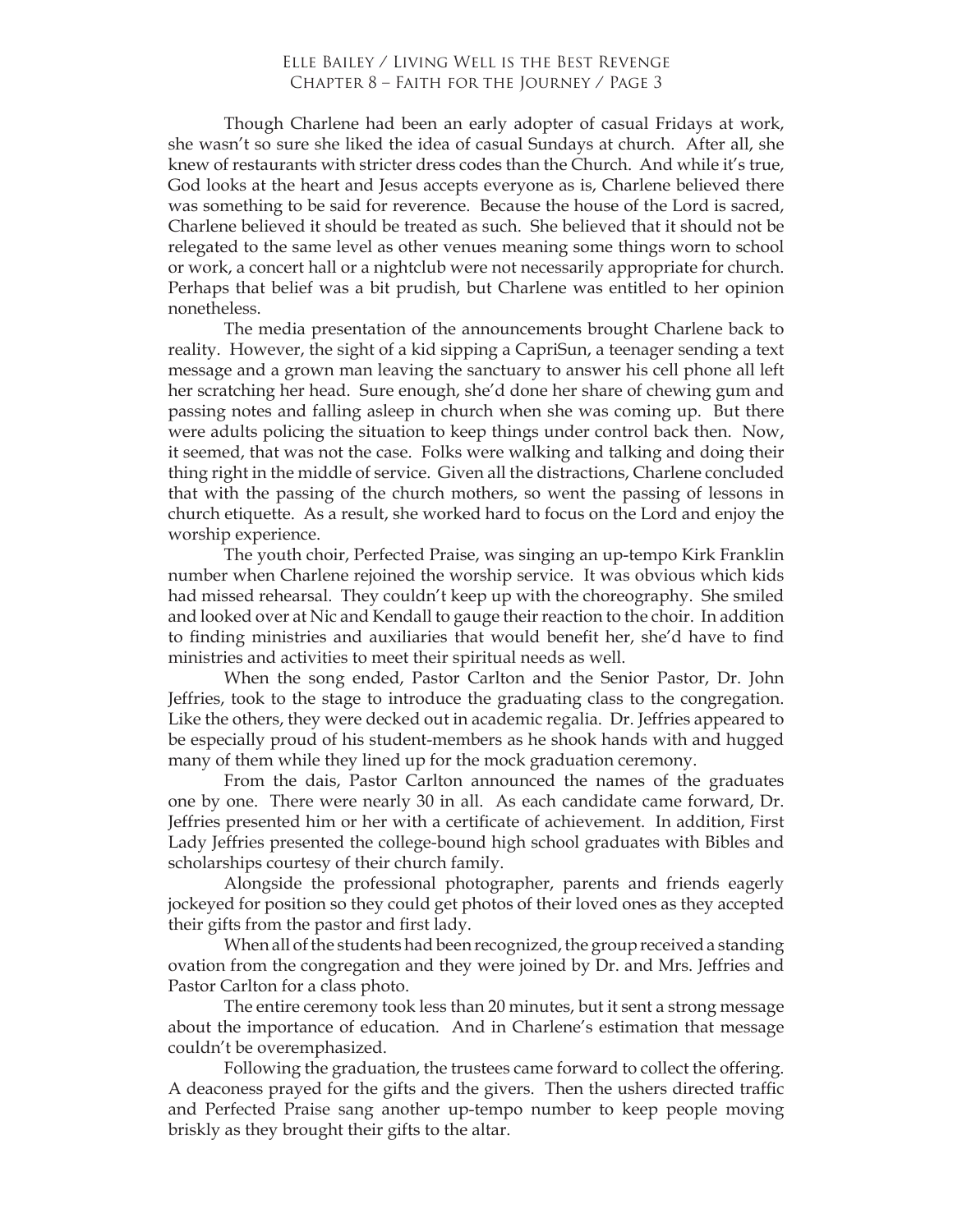Though Charlene had been an early adopter of casual Fridays at work, she wasn't so sure she liked the idea of casual Sundays at church. After all, she knew of restaurants with stricter dress codes than the Church. And while it's true, God looks at the heart and Jesus accepts everyone as is, Charlene believed there was something to be said for reverence. Because the house of the Lord is sacred, Charlene believed it should be treated as such. She believed that it should not be relegated to the same level as other venues meaning some things worn to school or work, a concert hall or a nightclub were not necessarily appropriate for church. Perhaps that belief was a bit prudish, but Charlene was entitled to her opinion nonetheless.

The media presentation of the announcements brought Charlene back to reality. However, the sight of a kid sipping a CapriSun, a teenager sending a text message and a grown man leaving the sanctuary to answer his cell phone all left her scratching her head. Sure enough, she'd done her share of chewing gum and passing notes and falling asleep in church when she was coming up. But there were adults policing the situation to keep things under control back then. Now, it seemed, that was not the case. Folks were walking and talking and doing their thing right in the middle of service. Given all the distractions, Charlene concluded that with the passing of the church mothers, so went the passing of lessons in church etiquette. As a result, she worked hard to focus on the Lord and enjoy the worship experience.

The youth choir, Perfected Praise, was singing an up-tempo Kirk Franklin number when Charlene rejoined the worship service. It was obvious which kids had missed rehearsal. They couldn't keep up with the choreography. She smiled and looked over at Nic and Kendall to gauge their reaction to the choir. In addition to finding ministries and auxiliaries that would benefit her, she'd have to find ministries and activities to meet their spiritual needs as well.

When the song ended, Pastor Carlton and the Senior Pastor, Dr. John Jeffries, took to the stage to introduce the graduating class to the congregation. Like the others, they were decked out in academic regalia. Dr. Jeffries appeared to be especially proud of his student-members as he shook hands with and hugged many of them while they lined up for the mock graduation ceremony.

From the dais, Pastor Carlton announced the names of the graduates one by one. There were nearly 30 in all. As each candidate came forward, Dr. Jeffries presented him or her with a certificate of achievement. In addition, First Lady Jeffries presented the college-bound high school graduates with Bibles and scholarships courtesy of their church family.

Alongside the professional photographer, parents and friends eagerly jockeyed for position so they could get photos of their loved ones as they accepted their gifts from the pastor and first lady.

When all of the students had been recognized, the group received a standing ovation from the congregation and they were joined by Dr. and Mrs. Jeffries and Pastor Carlton for a class photo.

The entire ceremony took less than 20 minutes, but it sent a strong message about the importance of education. And in Charlene's estimation that message couldn't be overemphasized.

Following the graduation, the trustees came forward to collect the offering. A deaconess prayed for the gifts and the givers. Then the ushers directed traffic and Perfected Praise sang another up-tempo number to keep people moving briskly as they brought their gifts to the altar.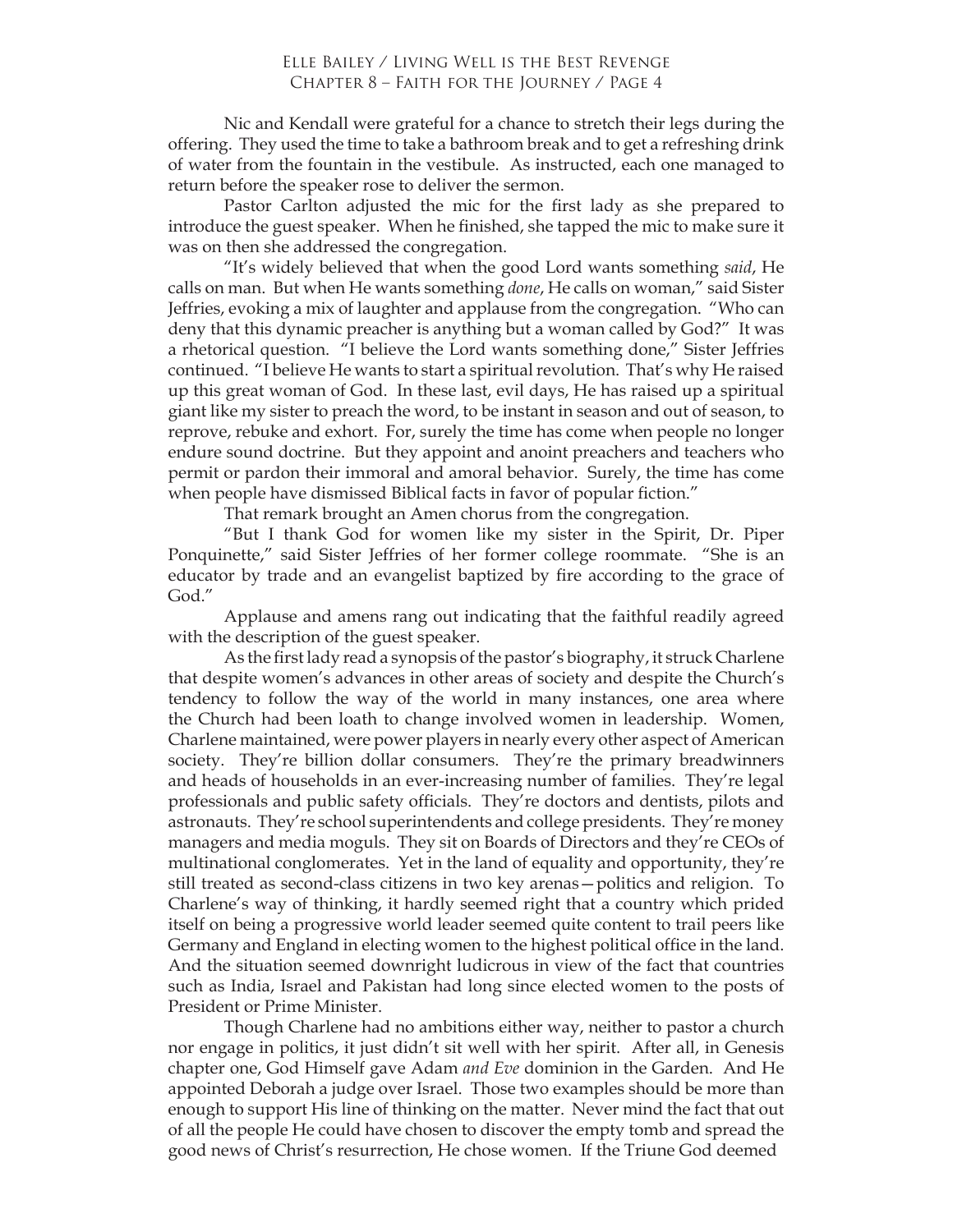Nic and Kendall were grateful for a chance to stretch their legs during the offering. They used the time to take a bathroom break and to get a refreshing drink of water from the fountain in the vestibule. As instructed, each one managed to return before the speaker rose to deliver the sermon.

Pastor Carlton adjusted the mic for the first lady as she prepared to introduce the guest speaker. When he finished, she tapped the mic to make sure it was on then she addressed the congregation.

"It's widely believed that when the good Lord wants something *said*, He calls on man. But when He wants something *done*, He calls on woman," said Sister Jeffries, evoking a mix of laughter and applause from the congregation. "Who can deny that this dynamic preacher is anything but a woman called by God?" It was a rhetorical question. "I believe the Lord wants something done," Sister Jeffries continued. "I believe He wants to start a spiritual revolution. That's why He raised up this great woman of God. In these last, evil days, He has raised up a spiritual giant like my sister to preach the word, to be instant in season and out of season, to reprove, rebuke and exhort. For, surely the time has come when people no longer endure sound doctrine. But they appoint and anoint preachers and teachers who permit or pardon their immoral and amoral behavior. Surely, the time has come when people have dismissed Biblical facts in favor of popular fiction."

That remark brought an Amen chorus from the congregation.

"But I thank God for women like my sister in the Spirit, Dr. Piper Ponquinette," said Sister Jeffries of her former college roommate. "She is an educator by trade and an evangelist baptized by fire according to the grace of God."

Applause and amens rang out indicating that the faithful readily agreed with the description of the guest speaker.

As the first lady read a synopsis of the pastor's biography, it struck Charlene that despite women's advances in other areas of society and despite the Church's tendency to follow the way of the world in many instances, one area where the Church had been loath to change involved women in leadership. Women, Charlene maintained, were power players in nearly every other aspect of American society. They're billion dollar consumers. They're the primary breadwinners and heads of households in an ever-increasing number of families. They're legal professionals and public safety officials. They're doctors and dentists, pilots and astronauts. They're school superintendents and college presidents. They're money managers and media moguls. They sit on Boards of Directors and they're CEOs of multinational conglomerates. Yet in the land of equality and opportunity, they're still treated as second-class citizens in two key arenas—politics and religion. To Charlene's way of thinking, it hardly seemed right that a country which prided itself on being a progressive world leader seemed quite content to trail peers like Germany and England in electing women to the highest political office in the land. And the situation seemed downright ludicrous in view of the fact that countries such as India, Israel and Pakistan had long since elected women to the posts of President or Prime Minister.

Though Charlene had no ambitions either way, neither to pastor a church nor engage in politics, it just didn't sit well with her spirit. After all, in Genesis chapter one, God Himself gave Adam *and Eve* dominion in the Garden. And He appointed Deborah a judge over Israel. Those two examples should be more than enough to support His line of thinking on the matter. Never mind the fact that out of all the people He could have chosen to discover the empty tomb and spread the good news of Christ's resurrection, He chose women. If the Triune God deemed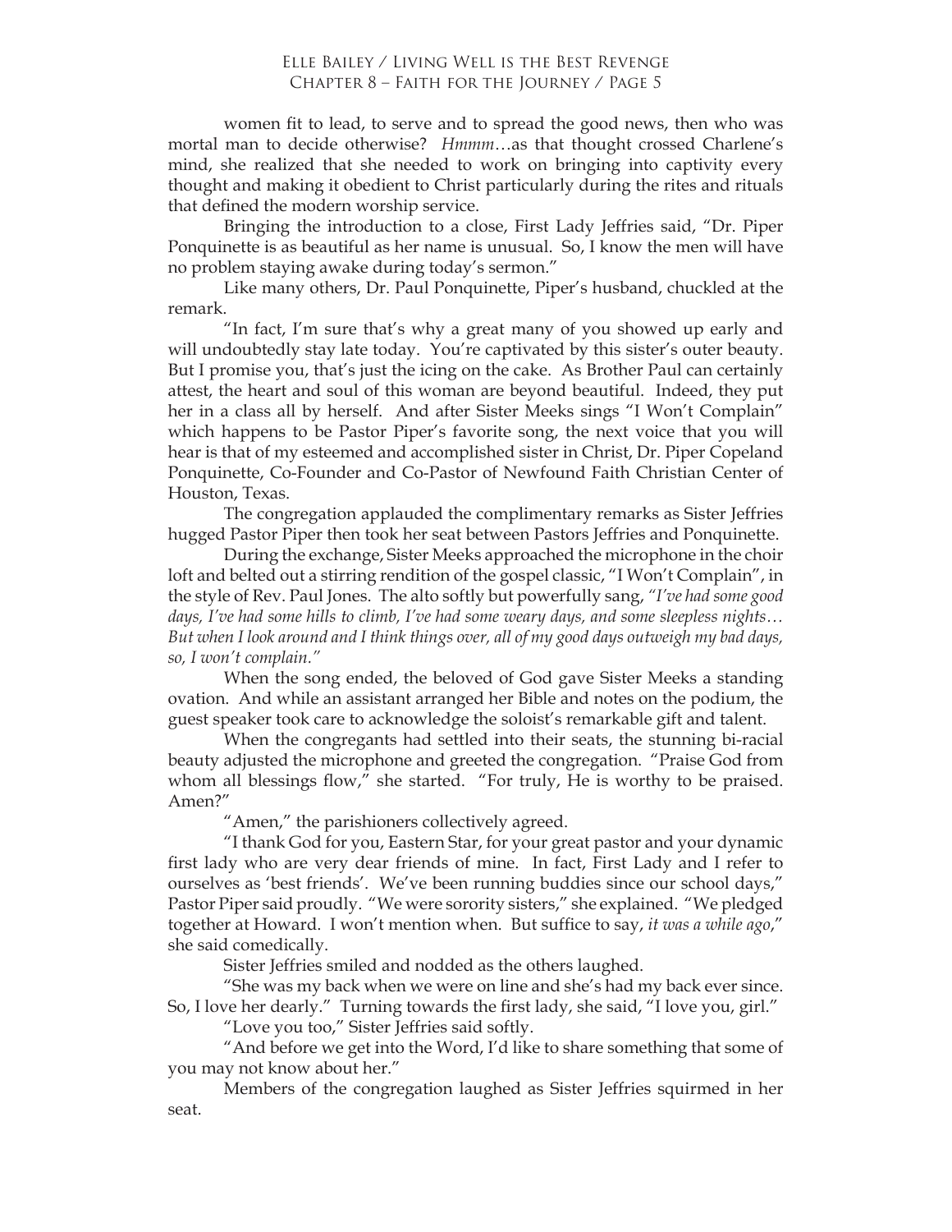women fit to lead, to serve and to spread the good news, then who was mortal man to decide otherwise? *Hmmm*…as that thought crossed Charlene's mind, she realized that she needed to work on bringing into captivity every thought and making it obedient to Christ particularly during the rites and rituals that defined the modern worship service.

Bringing the introduction to a close, First Lady Jeffries said, "Dr. Piper Ponquinette is as beautiful as her name is unusual. So, I know the men will have no problem staying awake during today's sermon."

Like many others, Dr. Paul Ponquinette, Piper's husband, chuckled at the remark.

"In fact, I'm sure that's why a great many of you showed up early and will undoubtedly stay late today. You're captivated by this sister's outer beauty. But I promise you, that's just the icing on the cake. As Brother Paul can certainly attest, the heart and soul of this woman are beyond beautiful. Indeed, they put her in a class all by herself. And after Sister Meeks sings "I Won't Complain" which happens to be Pastor Piper's favorite song, the next voice that you will hear is that of my esteemed and accomplished sister in Christ, Dr. Piper Copeland Ponquinette, Co-Founder and Co-Pastor of Newfound Faith Christian Center of Houston, Texas.

The congregation applauded the complimentary remarks as Sister Jeffries hugged Pastor Piper then took her seat between Pastors Jeffries and Ponquinette.

During the exchange, Sister Meeks approached the microphone in the choir loft and belted out a stirring rendition of the gospel classic, "I Won't Complain", in the style of Rev. Paul Jones. The alto softly but powerfully sang, *"I've had some good days, I've had some hills to climb, I've had some weary days, and some sleepless nights… But when I look around and I think things over, all of my good days outweigh my bad days, so, I won't complain."*

When the song ended, the beloved of God gave Sister Meeks a standing ovation. And while an assistant arranged her Bible and notes on the podium, the guest speaker took care to acknowledge the soloist's remarkable gift and talent.

When the congregants had settled into their seats, the stunning bi-racial beauty adjusted the microphone and greeted the congregation. "Praise God from whom all blessings flow," she started. "For truly, He is worthy to be praised. Amen?"

"Amen," the parishioners collectively agreed.

"I thank God for you, Eastern Star, for your great pastor and your dynamic first lady who are very dear friends of mine. In fact, First Lady and I refer to ourselves as 'best friends'. We've been running buddies since our school days," Pastor Piper said proudly. "We were sorority sisters," she explained. "We pledged together at Howard. I won't mention when. But suffice to say, *it was a while ago*," she said comedically.

Sister Jeffries smiled and nodded as the others laughed.

"She was my back when we were on line and she's had my back ever since. So, I love her dearly." Turning towards the first lady, she said, "I love you, girl."

"Love you too," Sister Jeffries said softly.

"And before we get into the Word, I'd like to share something that some of you may not know about her."

Members of the congregation laughed as Sister Jeffries squirmed in her seat.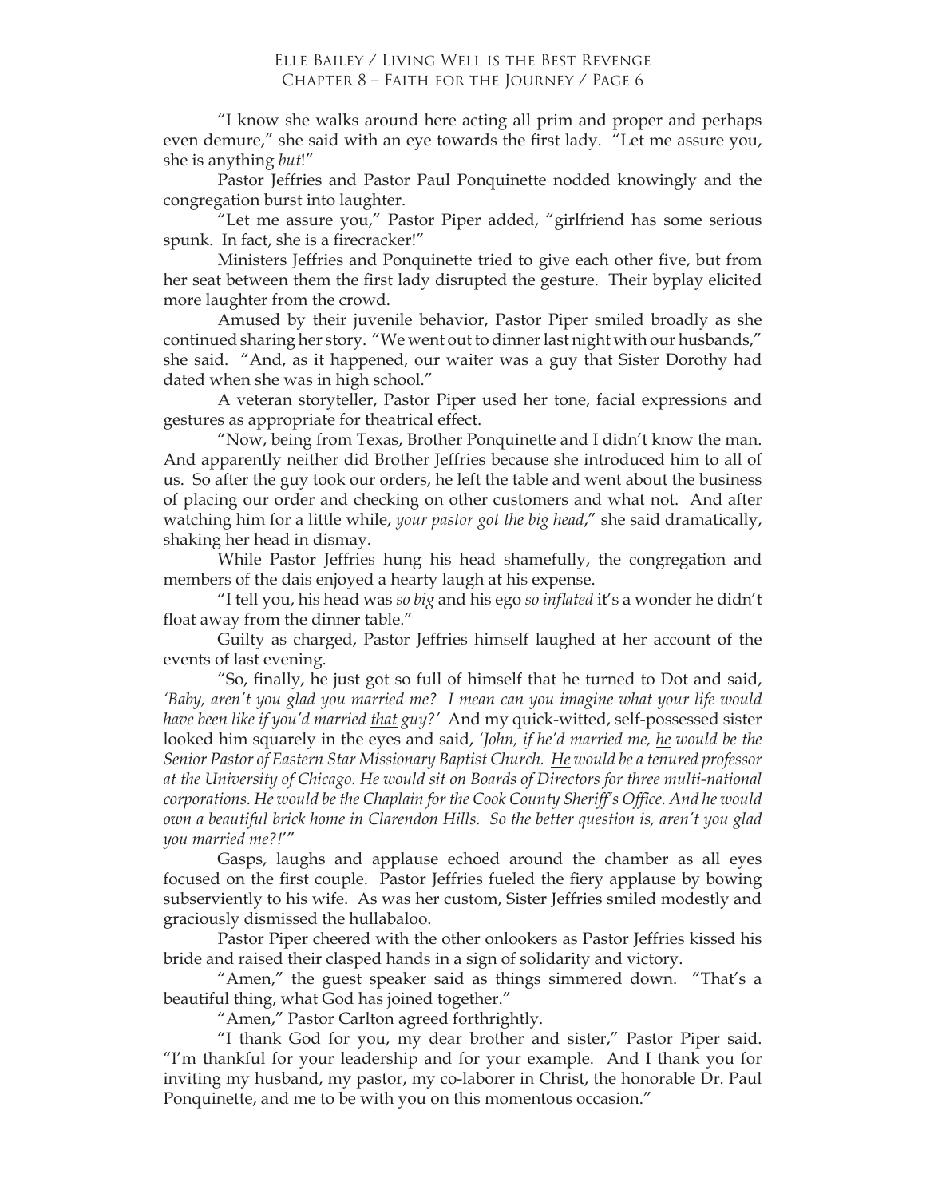"I know she walks around here acting all prim and proper and perhaps even demure," she said with an eye towards the first lady. "Let me assure you, she is anything *but*!"

Pastor Jeffries and Pastor Paul Ponquinette nodded knowingly and the congregation burst into laughter.

"Let me assure you," Pastor Piper added, "girlfriend has some serious spunk. In fact, she is a firecracker!"

Ministers Jeffries and Ponquinette tried to give each other five, but from her seat between them the first lady disrupted the gesture. Their byplay elicited more laughter from the crowd.

Amused by their juvenile behavior, Pastor Piper smiled broadly as she continued sharing her story. "We went out to dinner last night with our husbands," she said. "And, as it happened, our waiter was a guy that Sister Dorothy had dated when she was in high school."

A veteran storyteller, Pastor Piper used her tone, facial expressions and gestures as appropriate for theatrical effect.

"Now, being from Texas, Brother Ponquinette and I didn't know the man. And apparently neither did Brother Jeffries because she introduced him to all of us. So after the guy took our orders, he left the table and went about the business of placing our order and checking on other customers and what not. And after watching him for a little while, *your pastor got the big head*," she said dramatically, shaking her head in dismay.

While Pastor Jeffries hung his head shamefully, the congregation and members of the dais enjoyed a hearty laugh at his expense.

"I tell you, his head was *so big* and his ego *so inflated* it's a wonder he didn't float away from the dinner table."

Guilty as charged, Pastor Jeffries himself laughed at her account of the events of last evening.

"So, finally, he just got so full of himself that he turned to Dot and said, *'Baby, aren't you glad you married me? I mean can you imagine what your life would have been like if you'd married <u>that</u> guy?'* And my quick-witted, self-possessed sister looked him squarely in the eyes and said, *'John, if he'd married me, <u>he</u> would be the Senior Pastor of Eastern Star Missionary Baptist Church. <u>He</u> would be a tenured professor at the University of Chicago. <u>He</u> would sit on Boards of Directors for three multi-national corporations. <u>He</u> would be the Chaplain for the Cook County Sheriff's Office. And <u>he</u> would own a beautiful brick home in Clarendon Hills. So the better question is, aren't you glad you married <u>me</u>?!'*"

Gasps, laughs and applause echoed around the chamber as all eyes focused on the first couple. Pastor Jeffries fueled the fiery applause by bowing subserviently to his wife. As was her custom, Sister Jeffries smiled modestly and graciously dismissed the hullabaloo.

Pastor Piper cheered with the other onlookers as Pastor Jeffries kissed his bride and raised their clasped hands in a sign of solidarity and victory.

"Amen," the guest speaker said as things simmered down. "That's a beautiful thing, what God has joined together."

"Amen," Pastor Carlton agreed forthrightly.

"I thank God for you, my dear brother and sister," Pastor Piper said. "I'm thankful for your leadership and for your example. And I thank you for inviting my husband, my pastor, my co-laborer in Christ, the honorable Dr. Paul Ponquinette, and me to be with you on this momentous occasion."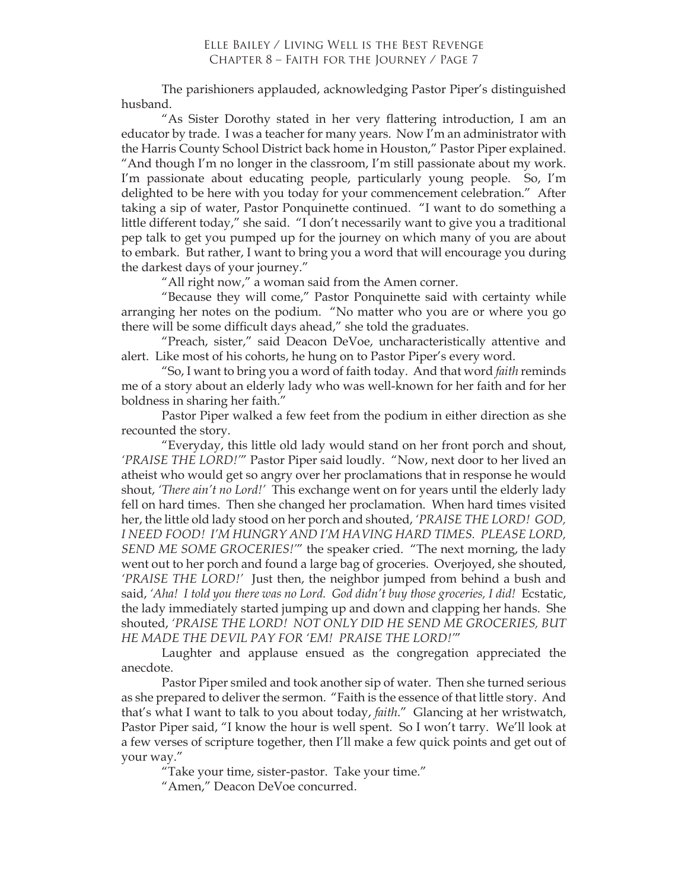The parishioners applauded, acknowledging Pastor Piper's distinguished husband.

"As Sister Dorothy stated in her very flattering introduction, I am an educator by trade. I was a teacher for many years. Now I'm an administrator with the Harris County School District back home in Houston," Pastor Piper explained. "And though I'm no longer in the classroom, I'm still passionate about my work. I'm passionate about educating people, particularly young people. So, I'm delighted to be here with you today for your commencement celebration." After taking a sip of water, Pastor Ponquinette continued. "I want to do something a little different today," she said. "I don't necessarily want to give you a traditional pep talk to get you pumped up for the journey on which many of you are about to embark. But rather, I want to bring you a word that will encourage you during the darkest days of your journey."

"All right now," a woman said from the Amen corner.

"Because they will come," Pastor Ponquinette said with certainty while arranging her notes on the podium. "No matter who you are or where you go there will be some difficult days ahead," she told the graduates.

"Preach, sister," said Deacon DeVoe, uncharacteristically attentive and alert. Like most of his cohorts, he hung on to Pastor Piper's every word.

"So, I want to bring you a word of faith today. And that word *faith* reminds me of a story about an elderly lady who was well-known for her faith and for her boldness in sharing her faith."

Pastor Piper walked a few feet from the podium in either direction as she recounted the story.

"Everyday, this little old lady would stand on her front porch and shout, *'PRAISE THE LORD!'*" Pastor Piper said loudly. "Now, next door to her lived an atheist who would get so angry over her proclamations that in response he would shout, *'There ain't no Lord!'* This exchange went on for years until the elderly lady fell on hard times. Then she changed her proclamation. When hard times visited her, the little old lady stood on her porch and shouted, *'PRAISE THE LORD! GOD, I NEED FOOD! I'M HUNGRY AND I'M HAVING HARD TIMES. PLEASE LORD, SEND ME SOME GROCERIES!'*" the speaker cried. "The next morning, the lady went out to her porch and found a large bag of groceries. Overjoyed, she shouted, *'PRAISE THE LORD!'* Just then, the neighbor jumped from behind a bush and said, *'Aha! I told you there was no Lord. God didn't buy those groceries, I did!* Ecstatic, the lady immediately started jumping up and down and clapping her hands. She shouted, *'PRAISE THE LORD! NOT ONLY DID HE SEND ME GROCERIES, BUT HE MADE THE DEVIL PAY FOR 'EM! PRAISE THE LORD!'*"

Laughter and applause ensued as the congregation appreciated the anecdote.

Pastor Piper smiled and took another sip of water. Then she turned serious as she prepared to deliver the sermon. "Faith is the essence of that little story. And that's what I want to talk to you about today, *faith*." Glancing at her wristwatch, Pastor Piper said, "I know the hour is well spent. So I won't tarry. We'll look at a few verses of scripture together, then I'll make a few quick points and get out of your way."

"Take your time, sister-pastor. Take your time."

"Amen," Deacon DeVoe concurred.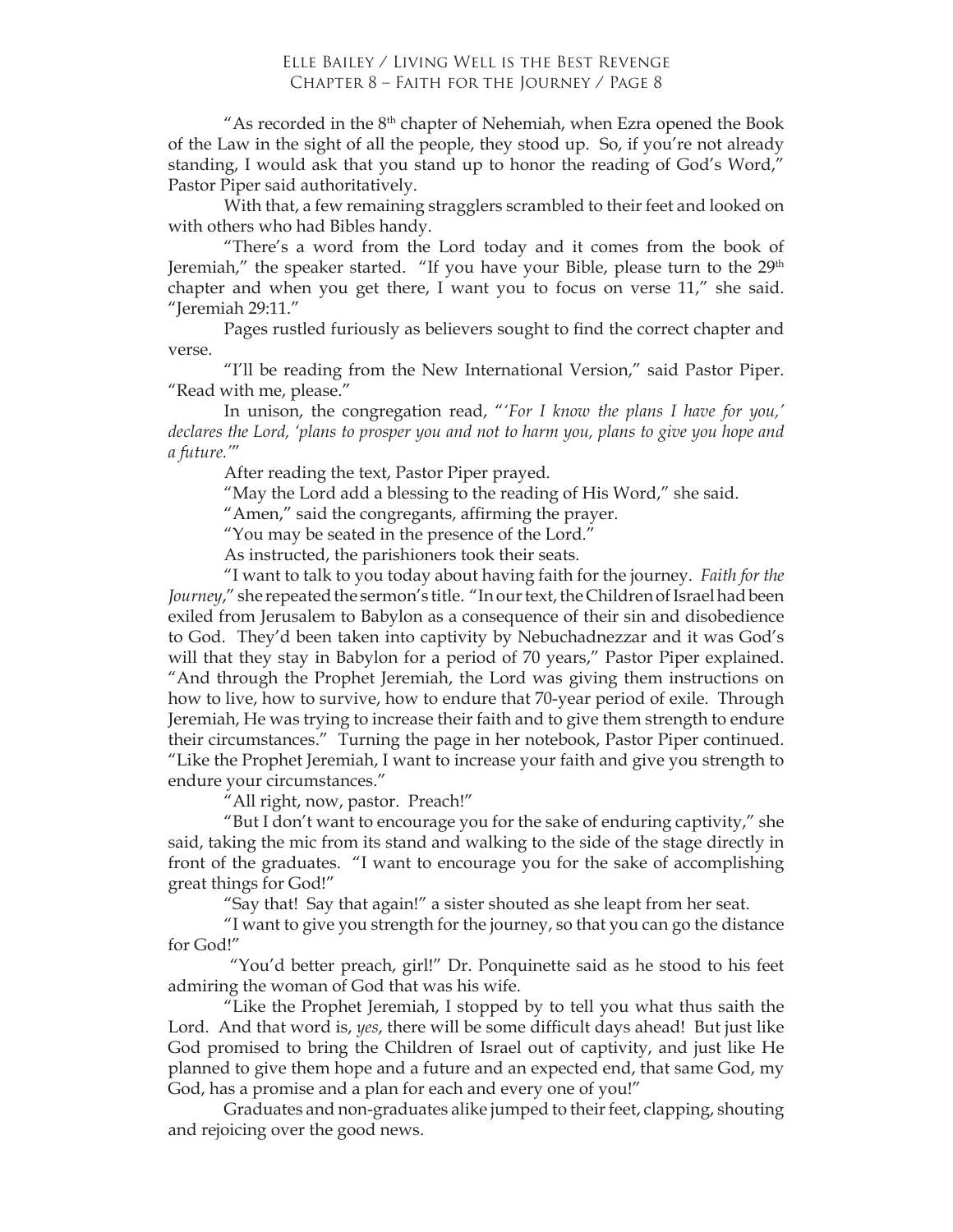"As recorded in the 8th chapter of Nehemiah, when Ezra opened the Book of the Law in the sight of all the people, they stood up. So, if you're not already standing, I would ask that you stand up to honor the reading of God's Word," Pastor Piper said authoritatively.

With that, a few remaining stragglers scrambled to their feet and looked on with others who had Bibles handy.

"There's a word from the Lord today and it comes from the book of Jeremiah," the speaker started. "If you have your Bible, please turn to the 29th chapter and when you get there, I want you to focus on verse 11," she said. "Jeremiah 29:11."

Pages rustled furiously as believers sought to find the correct chapter and verse.

"I'll be reading from the New International Version," said Pastor Piper. "Read with me, please."

In unison, the congregation read, "*'For I know the plans I have for you,' declares the Lord, 'plans to prosper you and not to harm you, plans to give you hope and a future.'*"

After reading the text, Pastor Piper prayed.

"May the Lord add a blessing to the reading of His Word," she said.

"Amen," said the congregants, affirming the prayer.

"You may be seated in the presence of the Lord."

As instructed, the parishioners took their seats.

"I want to talk to you today about having faith for the journey. *Faith for the Journey*," she repeated the sermon's title. "In our text, the Children of Israel had been exiled from Jerusalem to Babylon as a consequence of their sin and disobedience to God. They'd been taken into captivity by Nebuchadnezzar and it was God's will that they stay in Babylon for a period of 70 years," Pastor Piper explained. "And through the Prophet Jeremiah, the Lord was giving them instructions on how to live, how to survive, how to endure that 70-year period of exile. Through Jeremiah, He was trying to increase their faith and to give them strength to endure their circumstances." Turning the page in her notebook, Pastor Piper continued. "Like the Prophet Jeremiah, I want to increase your faith and give you strength to endure your circumstances."

"All right, now, pastor. Preach!"

"But I don't want to encourage you for the sake of enduring captivity," she said, taking the mic from its stand and walking to the side of the stage directly in front of the graduates. "I want to encourage you for the sake of accomplishing great things for God!"

"Say that! Say that again!" a sister shouted as she leapt from her seat.

"I want to give you strength for the journey, so that you can go the distance for God!"

"You'd better preach, girl!" Dr. Ponquinette said as he stood to his feet admiring the woman of God that was his wife.

"Like the Prophet Jeremiah, I stopped by to tell you what thus saith the Lord. And that word is, *yes*, there will be some difficult days ahead! But just like God promised to bring the Children of Israel out of captivity, and just like He planned to give them hope and a future and an expected end, that same God, my God, has a promise and a plan for each and every one of you!"

Graduates and non-graduates alike jumped to their feet, clapping, shouting and rejoicing over the good news.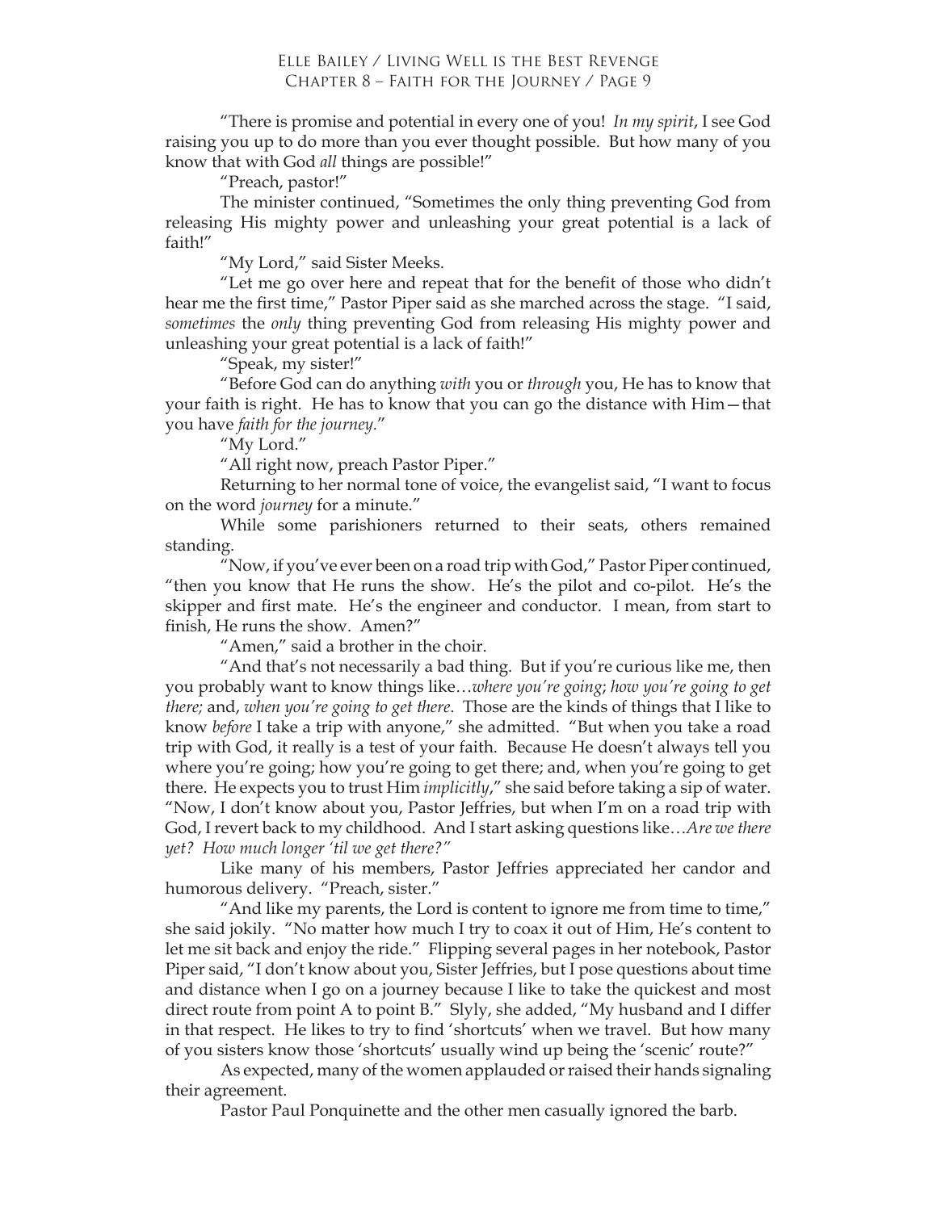"There is promise and potential in every one of you! *In my spirit*, I see God raising you up to do more than you ever thought possible. But how many of you know that with God *all* things are possible!"

"Preach, pastor!"

The minister continued, "Sometimes the only thing preventing God from releasing His mighty power and unleashing your great potential is a lack of faith!"

"My Lord," said Sister Meeks.

"Let me go over here and repeat that for the benefit of those who didn't hear me the first time," Pastor Piper said as she marched across the stage. "I said, *sometimes* the *only* thing preventing God from releasing His mighty power and unleashing your great potential is a lack of faith!"

"Speak, my sister!"

"Before God can do anything *with* you or *through* you, He has to know that your faith is right. He has to know that you can go the distance with Him—that you have *faith for the journey*."

"My Lord."

"All right now, preach Pastor Piper."

Returning to her normal tone of voice, the evangelist said, "I want to focus on the word *journey* for a minute."

While some parishioners returned to their seats, others remained standing.

"Now, if you've ever been on a road trip with God," Pastor Piper continued, "then you know that He runs the show. He's the pilot and co-pilot. He's the skipper and first mate. He's the engineer and conductor. I mean, from start to finish, He runs the show. Amen?"

"Amen," said a brother in the choir.

"And that's not necessarily a bad thing. But if you're curious like me, then you probably want to know things like…*where you're going*; *how you're going to get there;* and, *when you're going to get there*. Those are the kinds of things that I like to know *before* I take a trip with anyone," she admitted. "But when you take a road trip with God, it really is a test of your faith. Because He doesn't always tell you where you're going; how you're going to get there; and, when you're going to get there. He expects you to trust Him *implicitly*," she said before taking a sip of water. "Now, I don't know about you, Pastor Jeffries, but when I'm on a road trip with God, I revert back to my childhood. And I start asking questions like…*Are we there yet? How much longer 'til we get there?"*

Like many of his members, Pastor Jeffries appreciated her candor and humorous delivery. "Preach, sister."

"And like my parents, the Lord is content to ignore me from time to time," she said jokily. "No matter how much I try to coax it out of Him, He's content to let me sit back and enjoy the ride." Flipping several pages in her notebook, Pastor Piper said, "I don't know about you, Sister Jeffries, but I pose questions about time and distance when I go on a journey because I like to take the quickest and most direct route from point A to point B." Slyly, she added, "My husband and I differ in that respect. He likes to try to find 'shortcuts' when we travel. But how many of you sisters know those 'shortcuts' usually wind up being the 'scenic' route?"

As expected, many of the women applauded or raised their hands signaling their agreement.

Pastor Paul Ponquinette and the other men casually ignored the barb.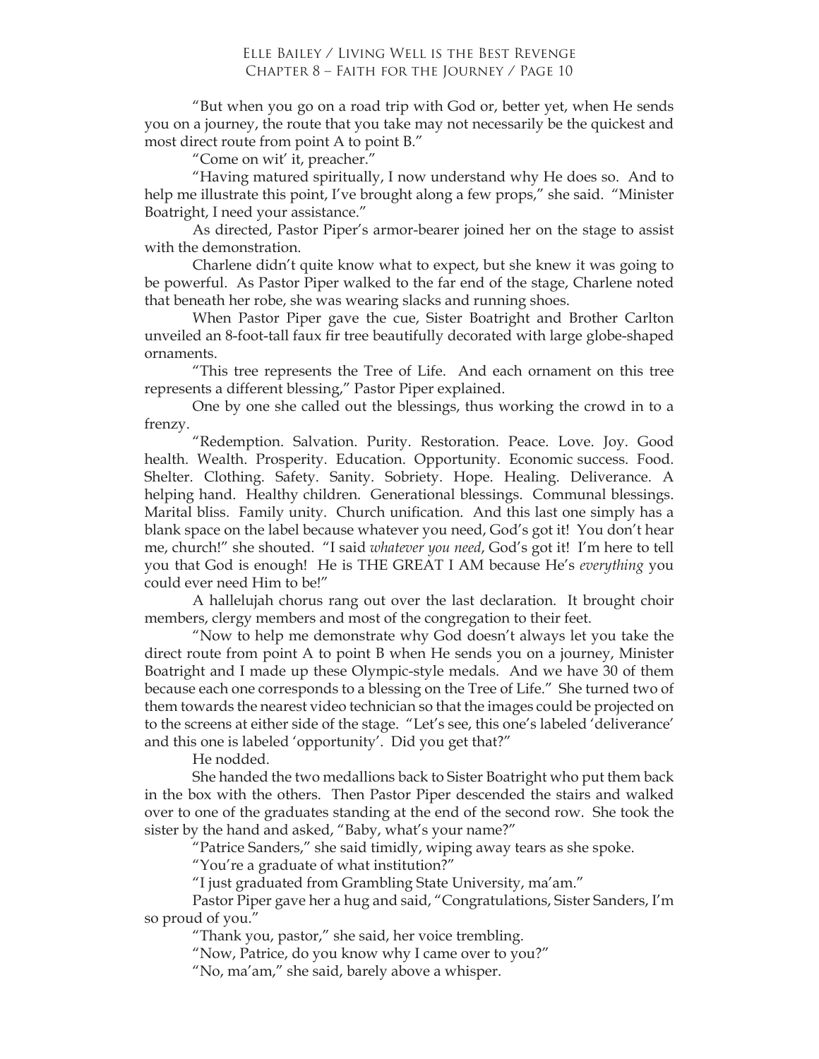"But when you go on a road trip with God or, better yet, when He sends you on a journey, the route that you take may not necessarily be the quickest and most direct route from point A to point B."

"Come on wit' it, preacher."

"Having matured spiritually, I now understand why He does so. And to help me illustrate this point, I've brought along a few props," she said. "Minister Boatright, I need your assistance."

As directed, Pastor Piper's armor-bearer joined her on the stage to assist with the demonstration.

Charlene didn't quite know what to expect, but she knew it was going to be powerful. As Pastor Piper walked to the far end of the stage, Charlene noted that beneath her robe, she was wearing slacks and running shoes.

When Pastor Piper gave the cue, Sister Boatright and Brother Carlton unveiled an 8-foot-tall faux fir tree beautifully decorated with large globe-shaped ornaments.

"This tree represents the Tree of Life. And each ornament on this tree represents a different blessing," Pastor Piper explained.

One by one she called out the blessings, thus working the crowd in to a frenzy.

"Redemption. Salvation. Purity. Restoration. Peace. Love. Joy. Good health. Wealth. Prosperity. Education. Opportunity. Economic success. Food. Shelter. Clothing. Safety. Sanity. Sobriety. Hope. Healing. Deliverance. A helping hand. Healthy children. Generational blessings. Communal blessings. Marital bliss. Family unity. Church unification. And this last one simply has a blank space on the label because whatever you need, God's got it! You don't hear me, church!" she shouted. "I said *whatever you need*, God's got it! I'm here to tell you that God is enough! He is THE GREAT I AM because He's *everything* you could ever need Him to be!"

A hallelujah chorus rang out over the last declaration. It brought choir members, clergy members and most of the congregation to their feet.

"Now to help me demonstrate why God doesn't always let you take the direct route from point A to point B when He sends you on a journey, Minister Boatright and I made up these Olympic-style medals. And we have 30 of them because each one corresponds to a blessing on the Tree of Life." She turned two of them towards the nearest video technician so that the images could be projected on to the screens at either side of the stage. "Let's see, this one's labeled 'deliverance' and this one is labeled 'opportunity'. Did you get that?"

He nodded.

She handed the two medallions back to Sister Boatright who put them back in the box with the others. Then Pastor Piper descended the stairs and walked over to one of the graduates standing at the end of the second row. She took the sister by the hand and asked, "Baby, what's your name?"

"Patrice Sanders," she said timidly, wiping away tears as she spoke.

"You're a graduate of what institution?"

"I just graduated from Grambling State University, ma'am."

Pastor Piper gave her a hug and said, "Congratulations, Sister Sanders, I'm so proud of you."

"Thank you, pastor," she said, her voice trembling.

"Now, Patrice, do you know why I came over to you?"

"No, ma'am," she said, barely above a whisper.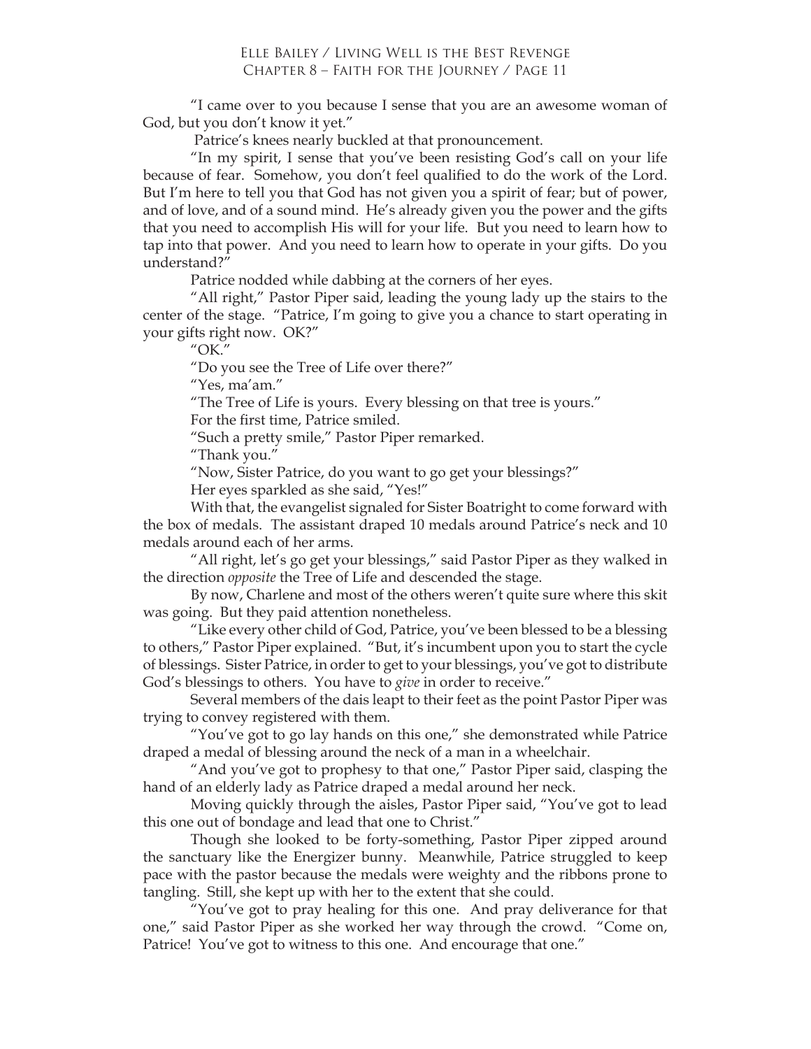"I came over to you because I sense that you are an awesome woman of God, but you don't know it yet."

Patrice's knees nearly buckled at that pronouncement.

"In my spirit, I sense that you've been resisting God's call on your life because of fear. Somehow, you don't feel qualified to do the work of the Lord. But I'm here to tell you that God has not given you a spirit of fear; but of power, and of love, and of a sound mind. He's already given you the power and the gifts that you need to accomplish His will for your life. But you need to learn how to tap into that power. And you need to learn how to operate in your gifts. Do you understand?"

Patrice nodded while dabbing at the corners of her eyes.

"All right," Pastor Piper said, leading the young lady up the stairs to the center of the stage. "Patrice, I'm going to give you a chance to start operating in your gifts right now. OK?"

"OK."

"Do you see the Tree of Life over there?"

"Yes, ma'am."

"The Tree of Life is yours. Every blessing on that tree is yours."

For the first time, Patrice smiled.

"Such a pretty smile," Pastor Piper remarked.

"Thank you."

"Now, Sister Patrice, do you want to go get your blessings?"

Her eyes sparkled as she said, "Yes!"

With that, the evangelist signaled for Sister Boatright to come forward with the box of medals. The assistant draped 10 medals around Patrice's neck and 10 medals around each of her arms.

"All right, let's go get your blessings," said Pastor Piper as they walked in the direction *opposite* the Tree of Life and descended the stage.

By now, Charlene and most of the others weren't quite sure where this skit was going. But they paid attention nonetheless.

"Like every other child of God, Patrice, you've been blessed to be a blessing to others," Pastor Piper explained. "But, it's incumbent upon you to start the cycle of blessings. Sister Patrice, in order to get to your blessings, you've got to distribute God's blessings to others. You have to *give* in order to receive."

Several members of the dais leapt to their feet as the point Pastor Piper was trying to convey registered with them.

"You've got to go lay hands on this one," she demonstrated while Patrice draped a medal of blessing around the neck of a man in a wheelchair.

"And you've got to prophesy to that one," Pastor Piper said, clasping the hand of an elderly lady as Patrice draped a medal around her neck.

Moving quickly through the aisles, Pastor Piper said, "You've got to lead this one out of bondage and lead that one to Christ."

Though she looked to be forty-something, Pastor Piper zipped around the sanctuary like the Energizer bunny. Meanwhile, Patrice struggled to keep pace with the pastor because the medals were weighty and the ribbons prone to tangling. Still, she kept up with her to the extent that she could.

"You've got to pray healing for this one. And pray deliverance for that one," said Pastor Piper as she worked her way through the crowd. "Come on, Patrice! You've got to witness to this one. And encourage that one."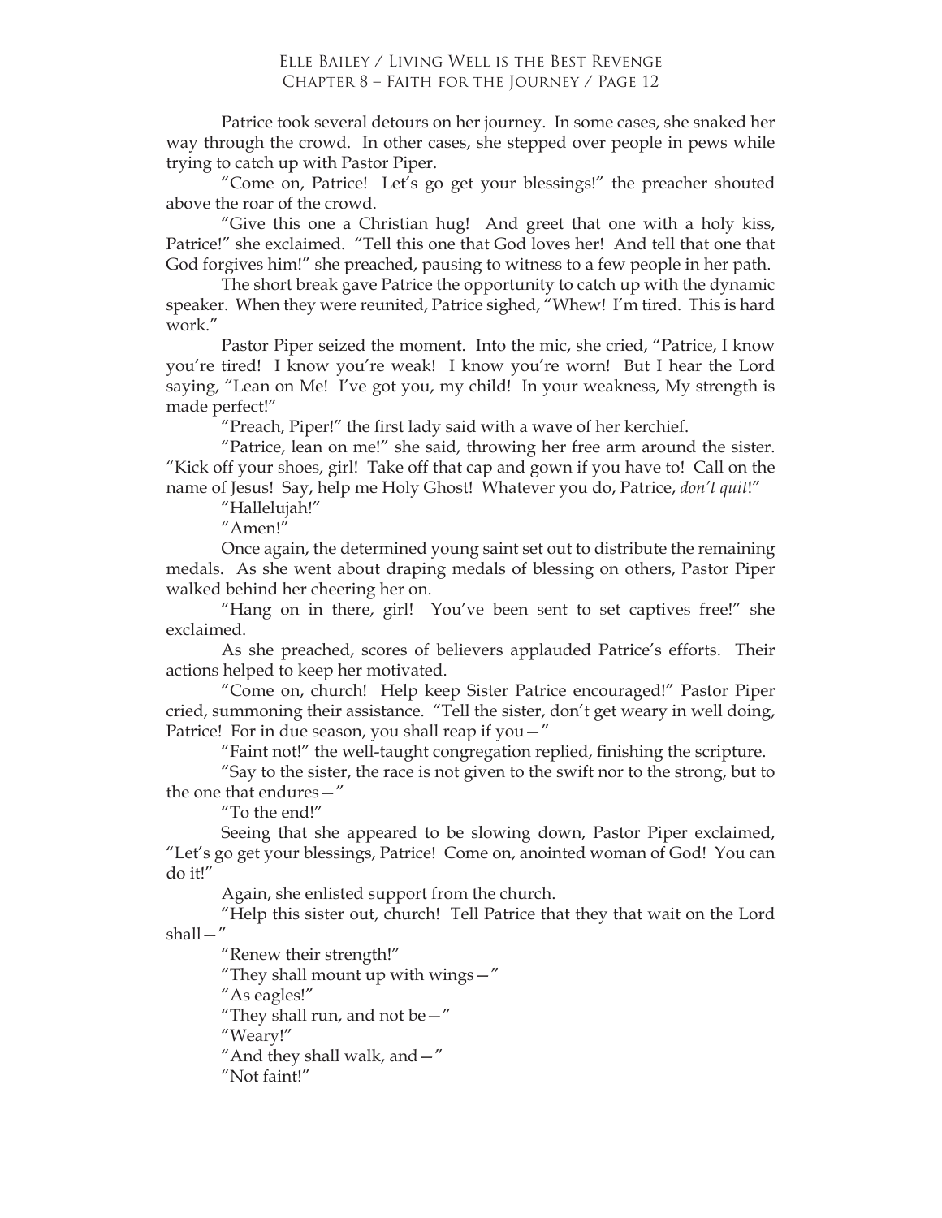Patrice took several detours on her journey. In some cases, she snaked her way through the crowd. In other cases, she stepped over people in pews while trying to catch up with Pastor Piper.

"Come on, Patrice! Let's go get your blessings!" the preacher shouted above the roar of the crowd.

"Give this one a Christian hug! And greet that one with a holy kiss, Patrice!" she exclaimed. "Tell this one that God loves her! And tell that one that God forgives him!" she preached, pausing to witness to a few people in her path.

The short break gave Patrice the opportunity to catch up with the dynamic speaker. When they were reunited, Patrice sighed, "Whew! I'm tired. This is hard work."

Pastor Piper seized the moment. Into the mic, she cried, "Patrice, I know you're tired! I know you're weak! I know you're worn! But I hear the Lord saying, "Lean on Me! I've got you, my child! In your weakness, My strength is made perfect!"

"Preach, Piper!" the first lady said with a wave of her kerchief.

"Patrice, lean on me!" she said, throwing her free arm around the sister. "Kick off your shoes, girl! Take off that cap and gown if you have to! Call on the name of Jesus! Say, help me Holy Ghost! Whatever you do, Patrice, *don't quit*!"

"Hallelujah!"

"Amen!"

Once again, the determined young saint set out to distribute the remaining medals. As she went about draping medals of blessing on others, Pastor Piper walked behind her cheering her on.

"Hang on in there, girl! You've been sent to set captives free!" she exclaimed.

As she preached, scores of believers applauded Patrice's efforts. Their actions helped to keep her motivated.

"Come on, church! Help keep Sister Patrice encouraged!" Pastor Piper cried, summoning their assistance. "Tell the sister, don't get weary in well doing, Patrice! For in due season, you shall reap if you—"

"Faint not!" the well-taught congregation replied, finishing the scripture.

"Say to the sister, the race is not given to the swift nor to the strong, but to the one that endures—"

"To the end!"

Seeing that she appeared to be slowing down, Pastor Piper exclaimed, "Let's go get your blessings, Patrice! Come on, anointed woman of God! You can do it!"

Again, she enlisted support from the church.

"Help this sister out, church! Tell Patrice that they that wait on the Lord shall—"

"Renew their strength!"

"They shall mount up with wings—"

"As eagles!"

"They shall run, and not be—"

"Weary!"

"And they shall walk, and—"

"Not faint!"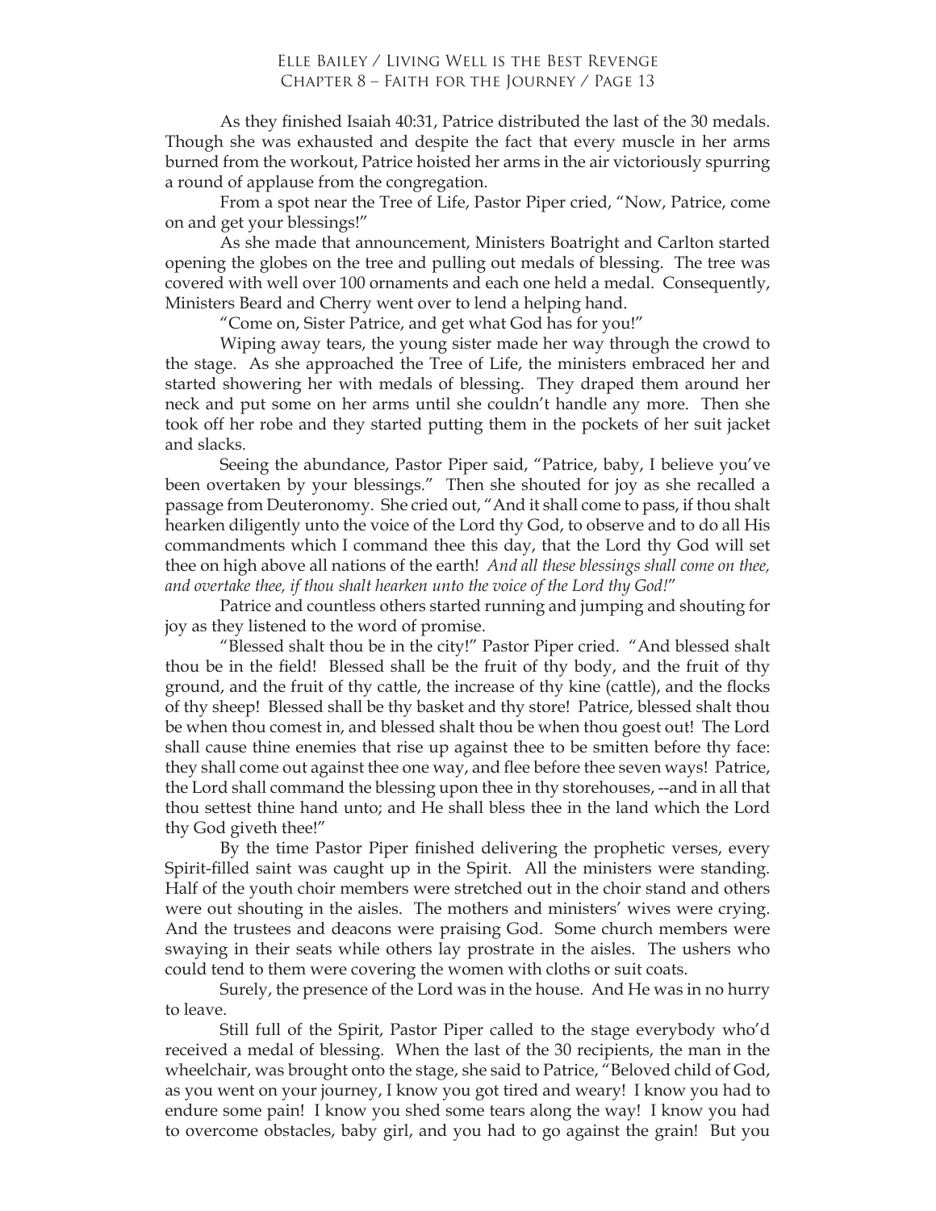As they finished Isaiah 40:31, Patrice distributed the last of the 30 medals. Though she was exhausted and despite the fact that every muscle in her arms burned from the workout, Patrice hoisted her arms in the air victoriously spurring a round of applause from the congregation.

From a spot near the Tree of Life, Pastor Piper cried, "Now, Patrice, come on and get your blessings!"

As she made that announcement, Ministers Boatright and Carlton started opening the globes on the tree and pulling out medals of blessing. The tree was covered with well over 100 ornaments and each one held a medal. Consequently, Ministers Beard and Cherry went over to lend a helping hand.

"Come on, Sister Patrice, and get what God has for you!"

Wiping away tears, the young sister made her way through the crowd to the stage. As she approached the Tree of Life, the ministers embraced her and started showering her with medals of blessing. They draped them around her neck and put some on her arms until she couldn't handle any more. Then she took off her robe and they started putting them in the pockets of her suit jacket and slacks.

Seeing the abundance, Pastor Piper said, "Patrice, baby, I believe you've been overtaken by your blessings." Then she shouted for joy as she recalled a passage from Deuteronomy. She cried out, "And it shall come to pass, if thou shalt hearken diligently unto the voice of the Lord thy God, to observe and to do all His commandments which I command thee this day, that the Lord thy God will set thee on high above all nations of the earth! *And all these blessings shall come on thee, and overtake thee, if thou shalt hearken unto the voice of the Lord thy God!*"

Patrice and countless others started running and jumping and shouting for joy as they listened to the word of promise.

"Blessed shalt thou be in the city!" Pastor Piper cried. "And blessed shalt thou be in the field! Blessed shall be the fruit of thy body, and the fruit of thy ground, and the fruit of thy cattle, the increase of thy kine (cattle), and the flocks of thy sheep! Blessed shall be thy basket and thy store! Patrice, blessed shalt thou be when thou comest in, and blessed shalt thou be when thou goest out! The Lord shall cause thine enemies that rise up against thee to be smitten before thy face: they shall come out against thee one way, and flee before thee seven ways! Patrice, the Lord shall command the blessing upon thee in thy storehouses, --and in all that thou settest thine hand unto; and He shall bless thee in the land which the Lord thy God giveth thee!"

By the time Pastor Piper finished delivering the prophetic verses, every Spirit-filled saint was caught up in the Spirit. All the ministers were standing. Half of the youth choir members were stretched out in the choir stand and others were out shouting in the aisles. The mothers and ministers' wives were crying. And the trustees and deacons were praising God. Some church members were swaying in their seats while others lay prostrate in the aisles. The ushers who could tend to them were covering the women with cloths or suit coats.

Surely, the presence of the Lord was in the house. And He was in no hurry to leave.

Still full of the Spirit, Pastor Piper called to the stage everybody who'd received a medal of blessing. When the last of the 30 recipients, the man in the wheelchair, was brought onto the stage, she said to Patrice, "Beloved child of God, as you went on your journey, I know you got tired and weary! I know you had to endure some pain! I know you shed some tears along the way! I know you had to overcome obstacles, baby girl, and you had to go against the grain! But you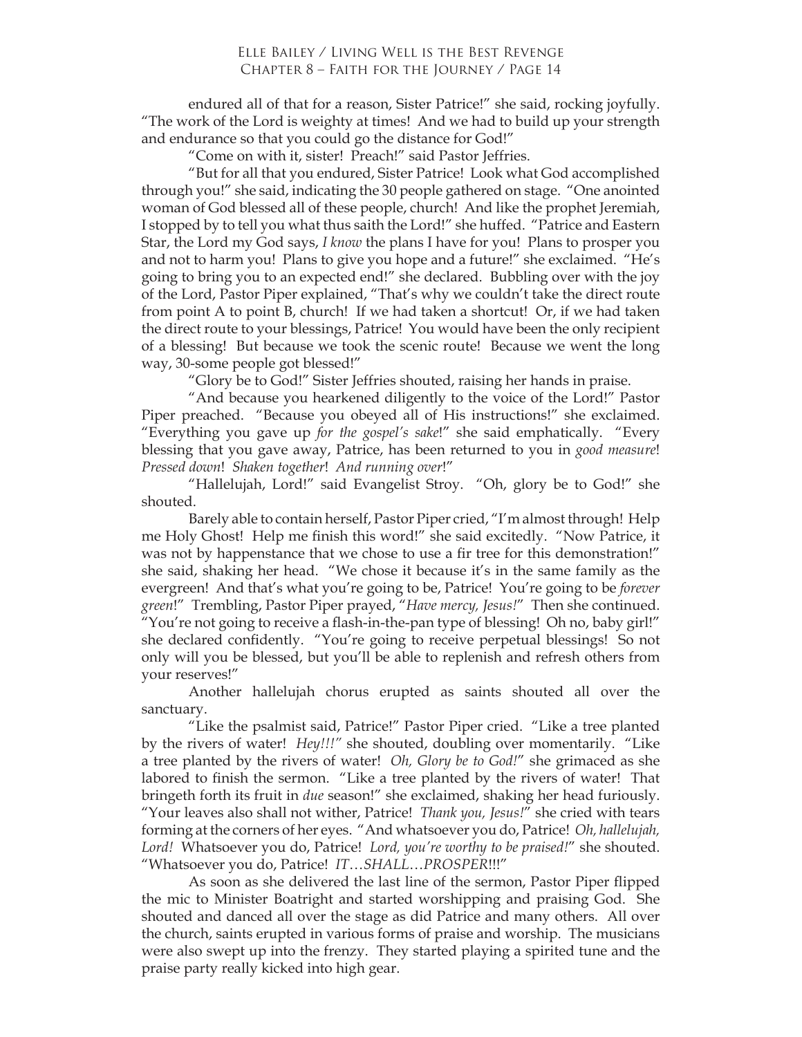endured all of that for a reason, Sister Patrice!" she said, rocking joyfully. "The work of the Lord is weighty at times! And we had to build up your strength and endurance so that you could go the distance for God!"

"Come on with it, sister! Preach!" said Pastor Jeffries.

"But for all that you endured, Sister Patrice! Look what God accomplished through you!" she said, indicating the 30 people gathered on stage. "One anointed woman of God blessed all of these people, church! And like the prophet Jeremiah, I stopped by to tell you what thus saith the Lord!" she huffed. "Patrice and Eastern Star, the Lord my God says, *I know* the plans I have for you! Plans to prosper you and not to harm you! Plans to give you hope and a future!" she exclaimed. "He's going to bring you to an expected end!" she declared. Bubbling over with the joy of the Lord, Pastor Piper explained, "That's why we couldn't take the direct route from point A to point B, church! If we had taken a shortcut! Or, if we had taken the direct route to your blessings, Patrice! You would have been the only recipient of a blessing! But because we took the scenic route! Because we went the long way, 30-some people got blessed!"

"Glory be to God!" Sister Jeffries shouted, raising her hands in praise.

"And because you hearkened diligently to the voice of the Lord!" Pastor Piper preached. "Because you obeyed all of His instructions!" she exclaimed. "Everything you gave up *for the gospel's sake*!" she said emphatically. "Every blessing that you gave away, Patrice, has been returned to you in *good measure*! *Pressed down*! *Shaken together*! *And running over*!"

"Hallelujah, Lord!" said Evangelist Stroy. "Oh, glory be to God!" she shouted.

Barely able to contain herself, Pastor Piper cried, "I'm almost through! Help me Holy Ghost! Help me finish this word!" she said excitedly. "Now Patrice, it was not by happenstance that we chose to use a fir tree for this demonstration!" she said, shaking her head. "We chose it because it's in the same family as the evergreen! And that's what you're going to be, Patrice! You're going to be *forever green*!" Trembling, Pastor Piper prayed, "*Have mercy, Jesus!*" Then she continued. "You're not going to receive a flash-in-the-pan type of blessing! Oh no, baby girl!" she declared confidently. "You're going to receive perpetual blessings! So not only will you be blessed, but you'll be able to replenish and refresh others from your reserves!"

Another hallelujah chorus erupted as saints shouted all over the sanctuary.

"Like the psalmist said, Patrice!" Pastor Piper cried. "Like a tree planted by the rivers of water! *Hey!!!"* she shouted, doubling over momentarily. "Like a tree planted by the rivers of water! *Oh, Glory be to God!*" she grimaced as she labored to finish the sermon. "Like a tree planted by the rivers of water! That bringeth forth its fruit in *due* season!" she exclaimed, shaking her head furiously. "Your leaves also shall not wither, Patrice! *Thank you, Jesus!*" she cried with tears forming at the corners of her eyes. "And whatsoever you do, Patrice! *Oh, hallelujah, Lord!* Whatsoever you do, Patrice! *Lord, you're worthy to be praised!*" she shouted. "Whatsoever you do, Patrice! *IT…SHALL…PROSPER*!!!"

As soon as she delivered the last line of the sermon, Pastor Piper flipped the mic to Minister Boatright and started worshipping and praising God. She shouted and danced all over the stage as did Patrice and many others. All over the church, saints erupted in various forms of praise and worship. The musicians were also swept up into the frenzy. They started playing a spirited tune and the praise party really kicked into high gear.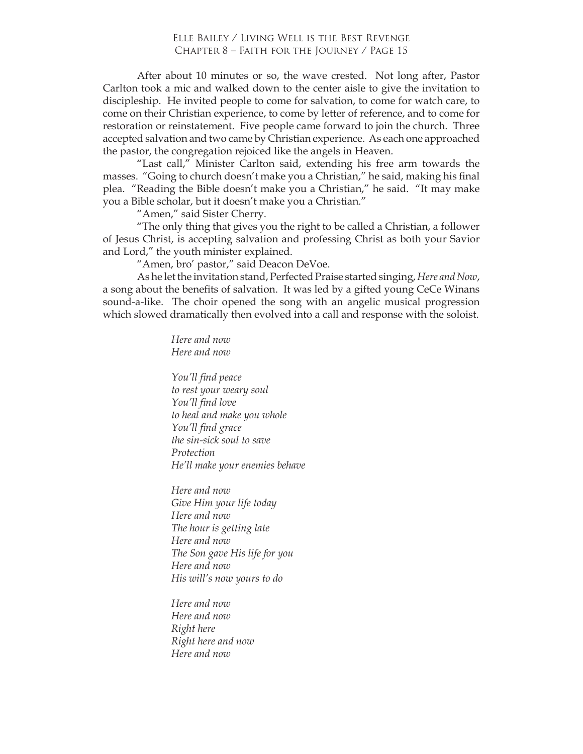After about 10 minutes or so, the wave crested. Not long after, Pastor Carlton took a mic and walked down to the center aisle to give the invitation to discipleship. He invited people to come for salvation, to come for watch care, to come on their Christian experience, to come by letter of reference, and to come for restoration or reinstatement. Five people came forward to join the church. Three accepted salvation and two came by Christian experience. As each one approached the pastor, the congregation rejoiced like the angels in Heaven.

"Last call," Minister Carlton said, extending his free arm towards the masses. "Going to church doesn't make you a Christian," he said, making his final plea. "Reading the Bible doesn't make you a Christian," he said. "It may make you a Bible scholar, but it doesn't make you a Christian."

"Amen," said Sister Cherry.

"The only thing that gives you the right to be called a Christian, a follower of Jesus Christ, is accepting salvation and professing Christ as both your Savior and Lord," the youth minister explained.

"Amen, bro' pastor," said Deacon DeVoe.

As he let the invitation stand, Perfected Praise started singing, *Here and Now*, a song about the benefits of salvation. It was led by a gifted young CeCe Winans sound-a-like. The choir opened the song with an angelic musical progression which slowed dramatically then evolved into a call and response with the soloist.

*Here and now*
*Here and now*

*You'll find peace*
*to rest your weary soul*
*You'll find love*
*to heal and make you whole*
*You'll find grace*
*the sin-sick soul to save*
*Protection*
*He'll make your enemies behave*

*Here and now*
*Give Him your life today*
*Here and now*
*The hour is getting late*
*Here and now*
*The Son gave His life for you*
*Here and now*
*His will's now yours to do*

*Here and now*
*Here and now*
*Right here*
*Right here and now*
*Here and now*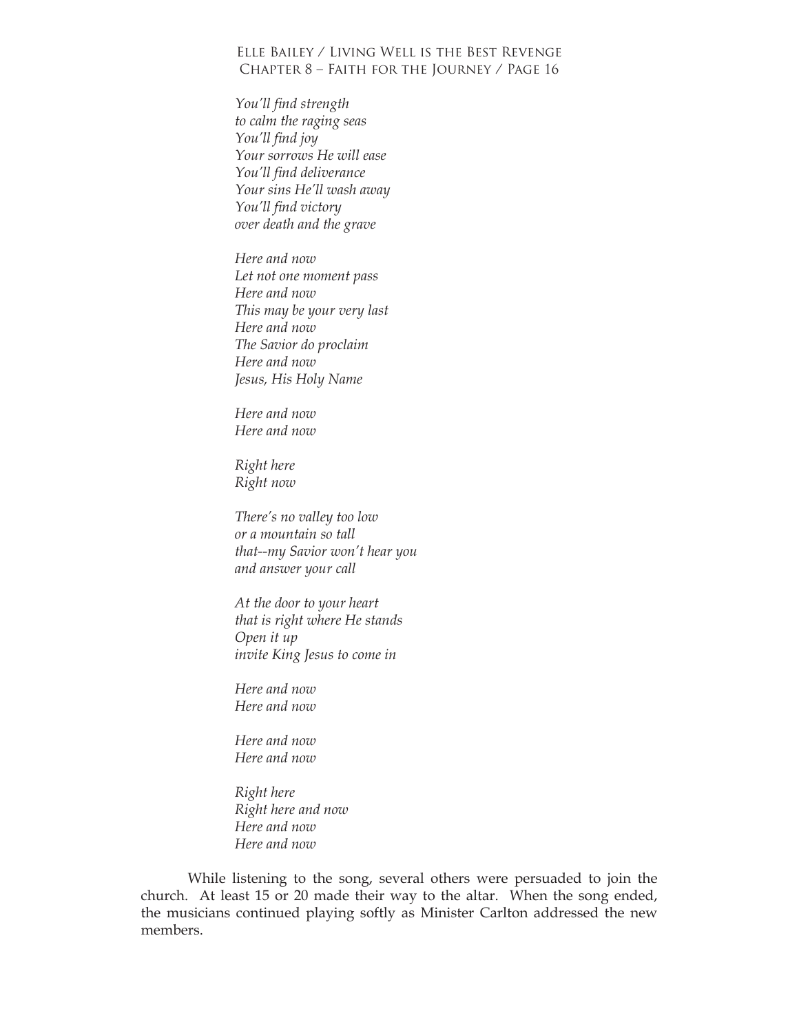*You'll find strength*
*to calm the raging seas*
*You'll find joy*
*Your sorrows He will ease*
*You'll find deliverance*
*Your sins He'll wash away*
*You'll find victory*
*over death and the grave*

*Here and now*
*Let not one moment pass*
*Here and now*
*This may be your very last*
*Here and now*
*The Savior do proclaim*
*Here and now*
*Jesus, His Holy Name*

*Here and now*
*Here and now*

*Right here*
*Right now*

*There's no valley too low*
*or a mountain so tall*
*that--my Savior won't hear you*
*and answer your call*

*At the door to your heart*
*that is right where He stands*
*Open it up*
*invite King Jesus to come in*

*Here and now*
*Here and now*

*Here and now*
*Here and now*

*Right here*
*Right here and now*
*Here and now*
*Here and now*

While listening to the song, several others were persuaded to join the church. At least 15 or 20 made their way to the altar. When the song ended, the musicians continued playing softly as Minister Carlton addressed the new members.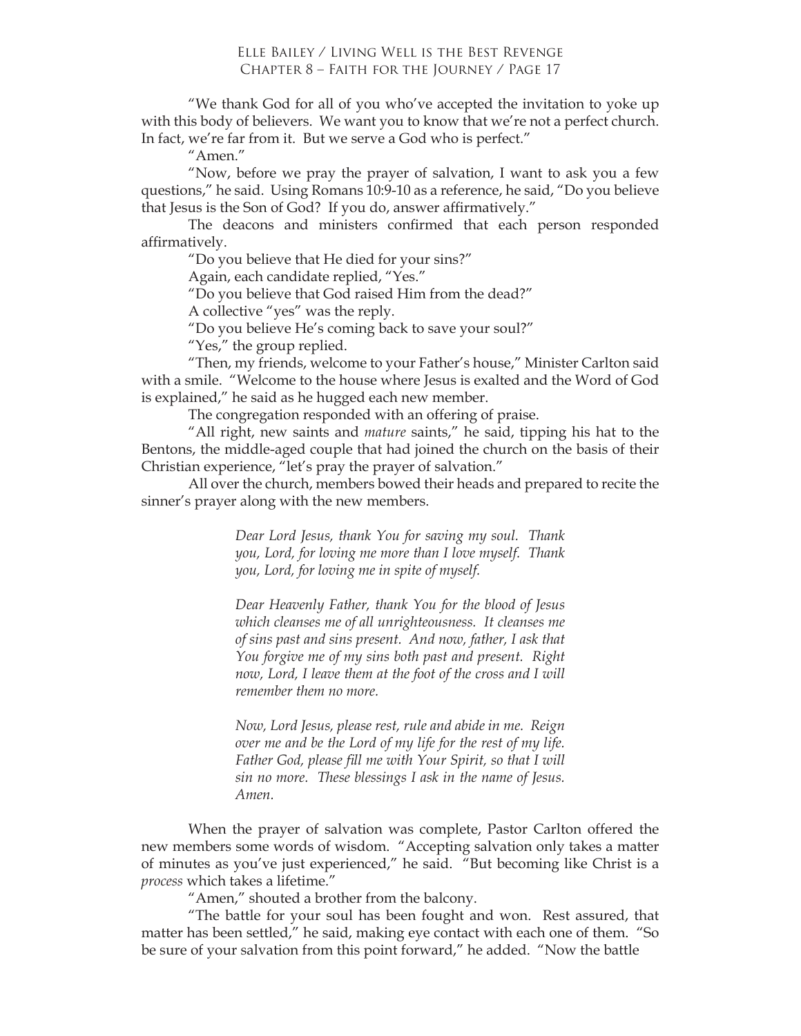"We thank God for all of you who've accepted the invitation to yoke up with this body of believers. We want you to know that we're not a perfect church. In fact, we're far from it. But we serve a God who is perfect."

"Amen."

"Now, before we pray the prayer of salvation, I want to ask you a few questions," he said. Using Romans 10:9-10 as a reference, he said, "Do you believe that Jesus is the Son of God? If you do, answer affirmatively."

The deacons and ministers confirmed that each person responded affirmatively.

"Do you believe that He died for your sins?"

Again, each candidate replied, "Yes."

"Do you believe that God raised Him from the dead?"

A collective "yes" was the reply.

"Do you believe He's coming back to save your soul?"

"Yes," the group replied.

"Then, my friends, welcome to your Father's house," Minister Carlton said with a smile. "Welcome to the house where Jesus is exalted and the Word of God is explained," he said as he hugged each new member.

The congregation responded with an offering of praise.

"All right, new saints and *mature* saints," he said, tipping his hat to the Bentons, the middle-aged couple that had joined the church on the basis of their Christian experience, "let's pray the prayer of salvation."

All over the church, members bowed their heads and prepared to recite the sinner's prayer along with the new members.

> *Dear Lord Jesus, thank You for saving my soul. Thank you, Lord, for loving me more than I love myself. Thank you, Lord, for loving me in spite of myself.*
>
> *Dear Heavenly Father, thank You for the blood of Jesus which cleanses me of all unrighteousness. It cleanses me of sins past and sins present. And now, father, I ask that You forgive me of my sins both past and present. Right now, Lord, I leave them at the foot of the cross and I will remember them no more.*
>
> *Now, Lord Jesus, please rest, rule and abide in me. Reign over me and be the Lord of my life for the rest of my life. Father God, please fill me with Your Spirit, so that I will sin no more. These blessings I ask in the name of Jesus. Amen.*

When the prayer of salvation was complete, Pastor Carlton offered the new members some words of wisdom. "Accepting salvation only takes a matter of minutes as you've just experienced," he said. "But becoming like Christ is a *process* which takes a lifetime."

"Amen," shouted a brother from the balcony.

"The battle for your soul has been fought and won. Rest assured, that matter has been settled," he said, making eye contact with each one of them. "So be sure of your salvation from this point forward," he added. "Now the battle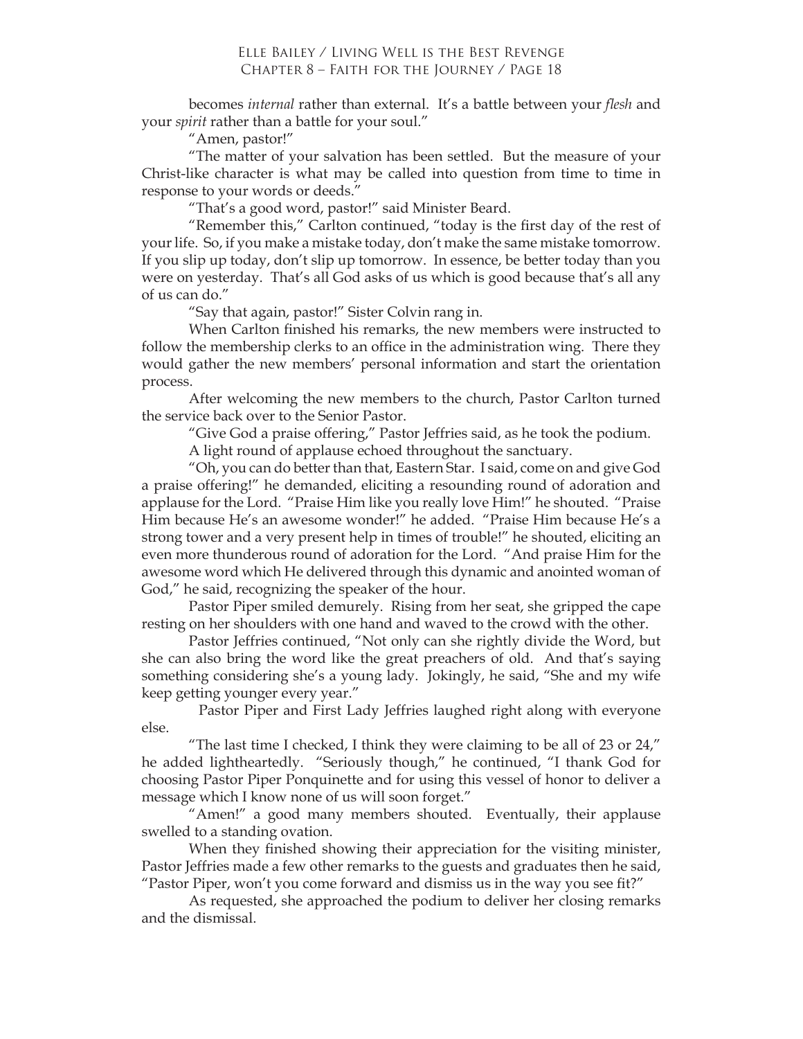becomes *internal* rather than external. It's a battle between your *flesh* and your *spirit* rather than a battle for your soul."

"Amen, pastor!"

"The matter of your salvation has been settled. But the measure of your Christ-like character is what may be called into question from time to time in response to your words or deeds."

"That's a good word, pastor!" said Minister Beard.

"Remember this," Carlton continued, "today is the first day of the rest of your life. So, if you make a mistake today, don't make the same mistake tomorrow. If you slip up today, don't slip up tomorrow. In essence, be better today than you were on yesterday. That's all God asks of us which is good because that's all any of us can do."

"Say that again, pastor!" Sister Colvin rang in.

When Carlton finished his remarks, the new members were instructed to follow the membership clerks to an office in the administration wing. There they would gather the new members' personal information and start the orientation process.

After welcoming the new members to the church, Pastor Carlton turned the service back over to the Senior Pastor.

"Give God a praise offering," Pastor Jeffries said, as he took the podium.

A light round of applause echoed throughout the sanctuary.

"Oh, you can do better than that, Eastern Star. I said, come on and give God a praise offering!" he demanded, eliciting a resounding round of adoration and applause for the Lord. "Praise Him like you really love Him!" he shouted. "Praise Him because He's an awesome wonder!" he added. "Praise Him because He's a strong tower and a very present help in times of trouble!" he shouted, eliciting an even more thunderous round of adoration for the Lord. "And praise Him for the awesome word which He delivered through this dynamic and anointed woman of God," he said, recognizing the speaker of the hour.

Pastor Piper smiled demurely. Rising from her seat, she gripped the cape resting on her shoulders with one hand and waved to the crowd with the other.

Pastor Jeffries continued, "Not only can she rightly divide the Word, but she can also bring the word like the great preachers of old. And that's saying something considering she's a young lady. Jokingly, he said, "She and my wife keep getting younger every year."

Pastor Piper and First Lady Jeffries laughed right along with everyone else.

"The last time I checked, I think they were claiming to be all of 23 or 24," he added lightheartedly. "Seriously though," he continued, "I thank God for choosing Pastor Piper Ponquinette and for using this vessel of honor to deliver a message which I know none of us will soon forget."

"Amen!" a good many members shouted. Eventually, their applause swelled to a standing ovation.

When they finished showing their appreciation for the visiting minister, Pastor Jeffries made a few other remarks to the guests and graduates then he said, "Pastor Piper, won't you come forward and dismiss us in the way you see fit?"

As requested, she approached the podium to deliver her closing remarks and the dismissal.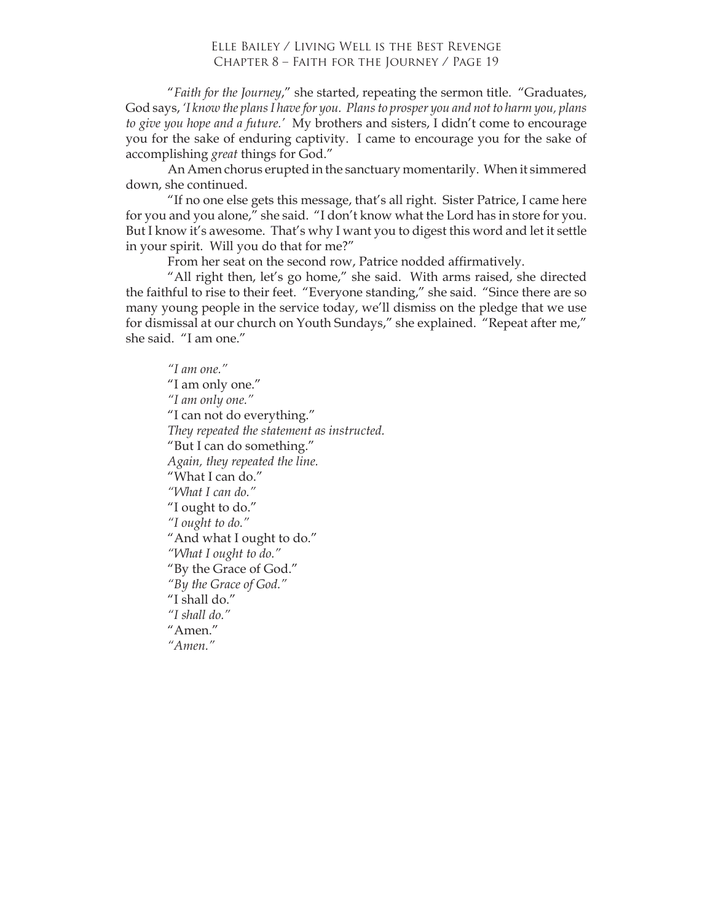"*Faith for the Journey*," she started, repeating the sermon title. "Graduates, God says, '*I know the plans I have for you. Plans to prosper you and not to harm you, plans to give you hope and a future.*' My brothers and sisters, I didn't come to encourage you for the sake of enduring captivity. I came to encourage you for the sake of accomplishing *great* things for God."

An Amen chorus erupted in the sanctuary momentarily. When it simmered down, she continued.

"If no one else gets this message, that's all right. Sister Patrice, I came here for you and you alone," she said. "I don't know what the Lord has in store for you. But I know it's awesome. That's why I want you to digest this word and let it settle in your spirit. Will you do that for me?"

From her seat on the second row, Patrice nodded affirmatively.

"All right then, let's go home," she said. With arms raised, she directed the faithful to rise to their feet. "Everyone standing," she said. "Since there are so many young people in the service today, we'll dismiss on the pledge that we use for dismissal at our church on Youth Sundays," she explained. "Repeat after me," she said. "I am one."

*"I am one."*
"I am only one."
*"I am only one."*
"I can not do everything."
*They repeated the statement as instructed.*
"But I can do something."
*Again, they repeated the line.*
"What I can do."
*"What I can do."*
"I ought to do."
*"I ought to do."*
"And what I ought to do."
*"What I ought to do."*
"By the Grace of God."
*"By the Grace of God."*
"I shall do."
*"I shall do."*
"Amen."
*"Amen."*